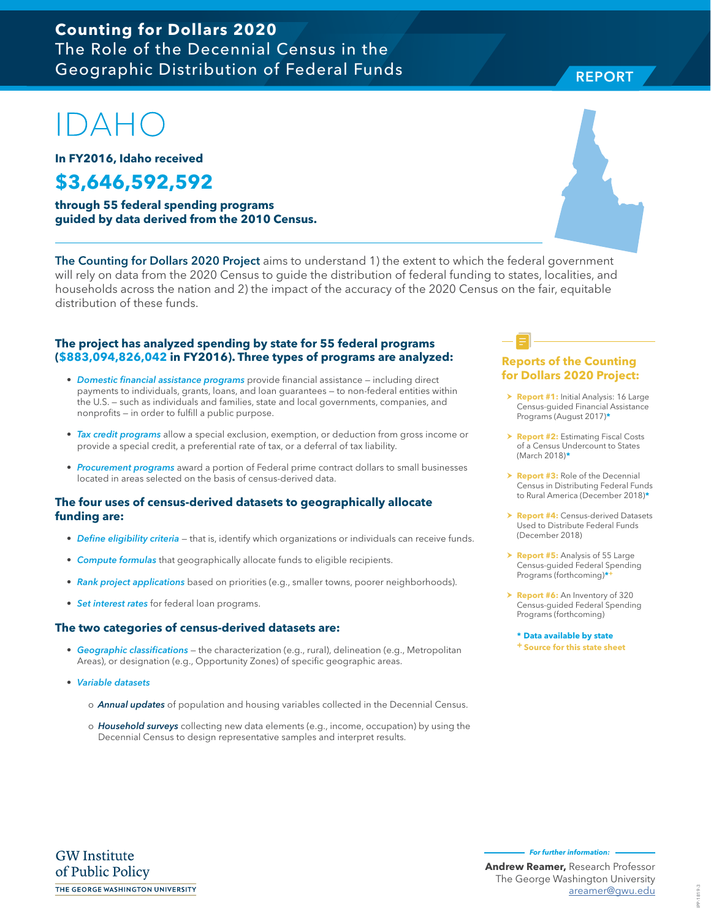**Counting for Dollars 2020**
The Role of the Decennial Census in the Geographic Distribution of Federal Funds

REPORT

# IDAHO

**In FY2016, Idaho received**

## $3,646,592,592

**through 55 federal spending programs guided by data derived from the 2010 Census.**

**The Counting for Dollars 2020 Project** aims to understand 1) the extent to which the federal government will rely on data from the 2020 Census to guide the distribution of federal funding to states, localities, and households across the nation and 2) the impact of the accuracy of the 2020 Census on the fair, equitable distribution of these funds.

### The project has analyzed spending by state for 55 federal programs ($883,094,826,042 in FY2016). Three types of programs are analyzed:

- *Domestic financial assistance programs* provide financial assistance – including direct payments to individuals, grants, loans, and loan guarantees – to non-federal entities within the U.S. – such as individuals and families, state and local governments, companies, and nonprofits – in order to fulfill a public purpose.
- *Tax credit programs* allow a special exclusion, exemption, or deduction from gross income or provide a special credit, a preferential rate of tax, or a deferral of tax liability.
- *Procurement programs* award a portion of Federal prime contract dollars to small businesses located in areas selected on the basis of census-derived data.

### The four uses of census-derived datasets to geographically allocate funding are:

- *Define eligibility criteria* – that is, identify which organizations or individuals can receive funds.
- *Compute formulas* that geographically allocate funds to eligible recipients.
- *Rank project applications* based on priorities (e.g., smaller towns, poorer neighborhoods).
- *Set interest rates* for federal loan programs.

### The two categories of census-derived datasets are:

- *Geographic classifications* – the characterization (e.g., rural), delineation (e.g., Metropolitan Areas), or designation (e.g., Opportunity Zones) of specific geographic areas.
- *Variable datasets*
  - ***Annual updates*** of population and housing variables collected in the Decennial Census.
  - ***Household surveys*** collecting new data elements (e.g., income, occupation) by using the Decennial Census to design representative samples and interpret results.

### Reports of the Counting for Dollars 2020 Project:

- **Report #1:** Initial Analysis: 16 Large Census-guided Financial Assistance Programs (August 2017)*
- **Report #2:** Estimating Fiscal Costs of a Census Undercount to States (March 2018)*
- **Report #3:** Role of the Decennial Census in Distributing Federal Funds to Rural America (December 2018)*
- **Report #4:** Census-derived Datasets Used to Distribute Federal Funds (December 2018)
- **Report #5:** Analysis of 55 Large Census-guided Federal Spending Programs (forthcoming)*+
- **Report #6:** An Inventory of 320 Census-guided Federal Spending Programs (forthcoming)

**\* Data available by state**
**+ Source for this state sheet**

GW Institute of Public Policy
THE GEORGE WASHINGTON UNIVERSITY

*For further information:*
**Andrew Reamer,** Research Professor
The George Washington University
areamer@gwu.edu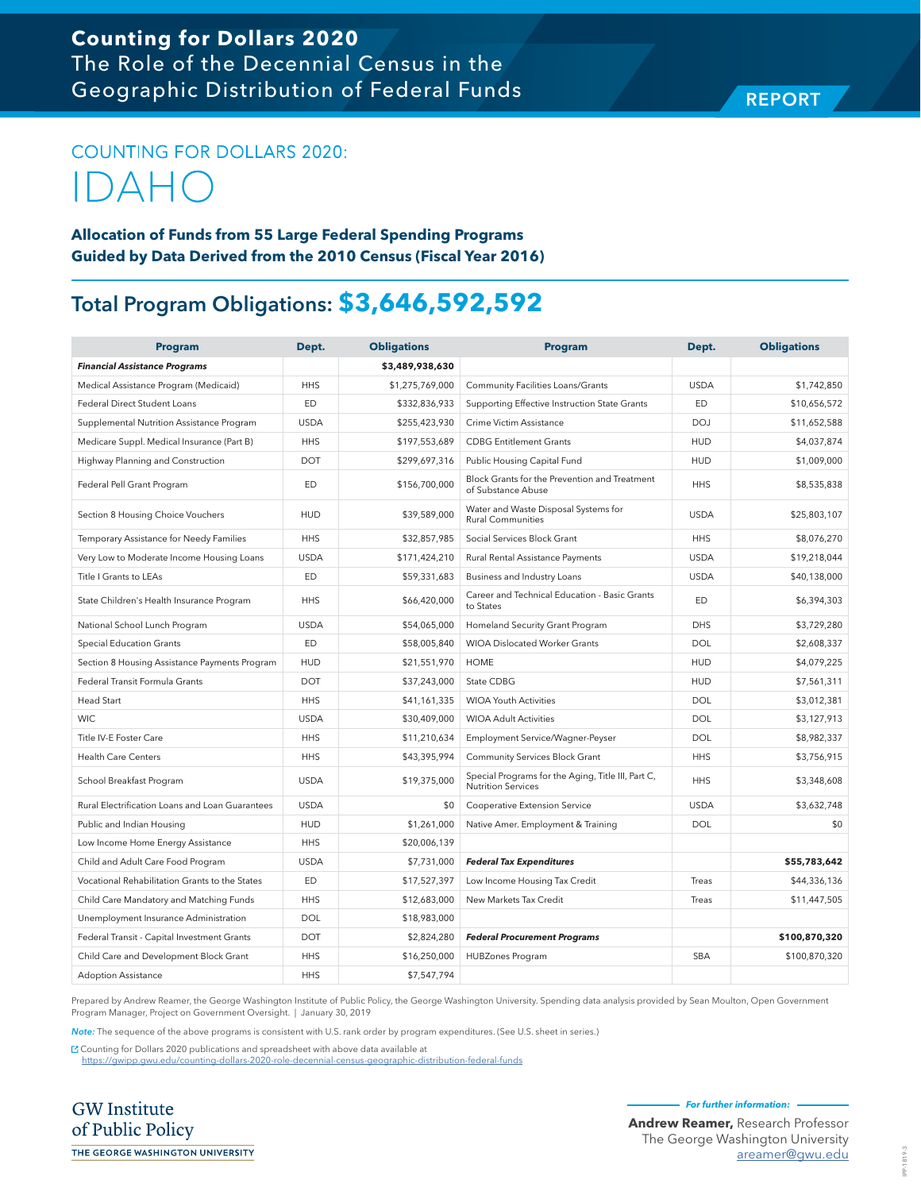**Counting for Dollars 2020**
The Role of the Decennial Census in the Geographic Distribution of Federal Funds

REPORT

## COUNTING FOR DOLLARS 2020:

# IDAHO

**Allocation of Funds from 55 Large Federal Spending Programs Guided by Data Derived from the 2010 Census (Fiscal Year 2016)**

## Total Program Obligations: $3,646,592,592

| Program | Dept. | Obligations | Program | Dept. | Obligations |
|---|---|---|---|---|---|
| ***Financial Assistance Programs*** | | **$3,489,938,630** | | | |
| Medical Assistance Program (Medicaid) | HHS | $1,275,769,000 | Community Facilities Loans/Grants | USDA | $1,742,850 |
| Federal Direct Student Loans | ED | $332,836,933 | Supporting Effective Instruction State Grants | ED | $10,656,572 |
| Supplemental Nutrition Assistance Program | USDA | $255,423,930 | Crime Victim Assistance | DOJ | $11,652,588 |
| Medicare Suppl. Medical Insurance (Part B) | HHS | $197,553,689 | CDBG Entitlement Grants | HUD | $4,037,874 |
| Highway Planning and Construction | DOT | $299,697,316 | Public Housing Capital Fund | HUD | $1,009,000 |
| Federal Pell Grant Program | ED | $156,700,000 | Block Grants for the Prevention and Treatment of Substance Abuse | HHS | $8,535,838 |
| Section 8 Housing Choice Vouchers | HUD | $39,589,000 | Water and Waste Disposal Systems for Rural Communities | USDA | $25,803,107 |
| Temporary Assistance for Needy Families | HHS | $32,857,985 | Social Services Block Grant | HHS | $8,076,270 |
| Very Low to Moderate Income Housing Loans | USDA | $171,424,210 | Rural Rental Assistance Payments | USDA | $19,218,044 |
| Title I Grants to LEAs | ED | $59,331,683 | Business and Industry Loans | USDA | $40,138,000 |
| State Children's Health Insurance Program | HHS | $66,420,000 | Career and Technical Education - Basic Grants to States | ED | $6,394,303 |
| National School Lunch Program | USDA | $54,065,000 | Homeland Security Grant Program | DHS | $3,729,280 |
| Special Education Grants | ED | $58,005,840 | WIOA Dislocated Worker Grants | DOL | $2,608,337 |
| Section 8 Housing Assistance Payments Program | HUD | $21,551,970 | HOME | HUD | $4,079,225 |
| Federal Transit Formula Grants | DOT | $37,243,000 | State CDBG | HUD | $7,561,311 |
| Head Start | HHS | $41,161,335 | WIOA Youth Activities | DOL | $3,012,381 |
| WIC | USDA | $30,409,000 | WIOA Adult Activities | DOL | $3,127,913 |
| Title IV-E Foster Care | HHS | $11,210,634 | Employment Service/Wagner-Peyser | DOL | $8,982,337 |
| Health Care Centers | HHS | $43,395,994 | Community Services Block Grant | HHS | $3,756,915 |
| School Breakfast Program | USDA | $19,375,000 | Special Programs for the Aging, Title III, Part C, Nutrition Services | HHS | $3,348,608 |
| Rural Electrification Loans and Loan Guarantees | USDA | $0 | Cooperative Extension Service | USDA | $3,632,748 |
| Public and Indian Housing | HUD | $1,261,000 | Native Amer. Employment & Training | DOL | $0 |
| Low Income Home Energy Assistance | HHS | $20,006,139 | | | |
| Child and Adult Care Food Program | USDA | $7,731,000 | ***Federal Tax Expenditures*** | | **$55,783,642** |
| Vocational Rehabilitation Grants to the States | ED | $17,527,397 | Low Income Housing Tax Credit | Treas | $44,336,136 |
| Child Care Mandatory and Matching Funds | HHS | $12,683,000 | New Markets Tax Credit | Treas | $11,447,505 |
| Unemployment Insurance Administration | DOL | $18,983,000 | | | |
| Federal Transit - Capital Investment Grants | DOT | $2,824,280 | ***Federal Procurement Programs*** | | **$100,870,320** |
| Child Care and Development Block Grant | HHS | $16,250,000 | HUBZones Program | SBA | $100,870,320 |
| Adoption Assistance | HHS | $7,547,794 | | | |

Prepared by Andrew Reamer, the George Washington Institute of Public Policy, the George Washington University. Spending data analysis provided by Sean Moulton, Open Government Program Manager, Project on Government Oversight. | January 30, 2019

***Note:*** The sequence of the above programs is consistent with U.S. rank order by program expenditures. (See U.S. sheet in series.)

Counting for Dollars 2020 publications and spreadsheet with above data available at https://gwipp.gwu.edu/counting-dollars-2020-role-decennial-census-geographic-distribution-federal-funds

GW Institute of Public Policy
THE GEORGE WASHINGTON UNIVERSITY

*For further information:*

**Andrew Reamer,** Research Professor
The George Washington University
areamer@gwu.edu